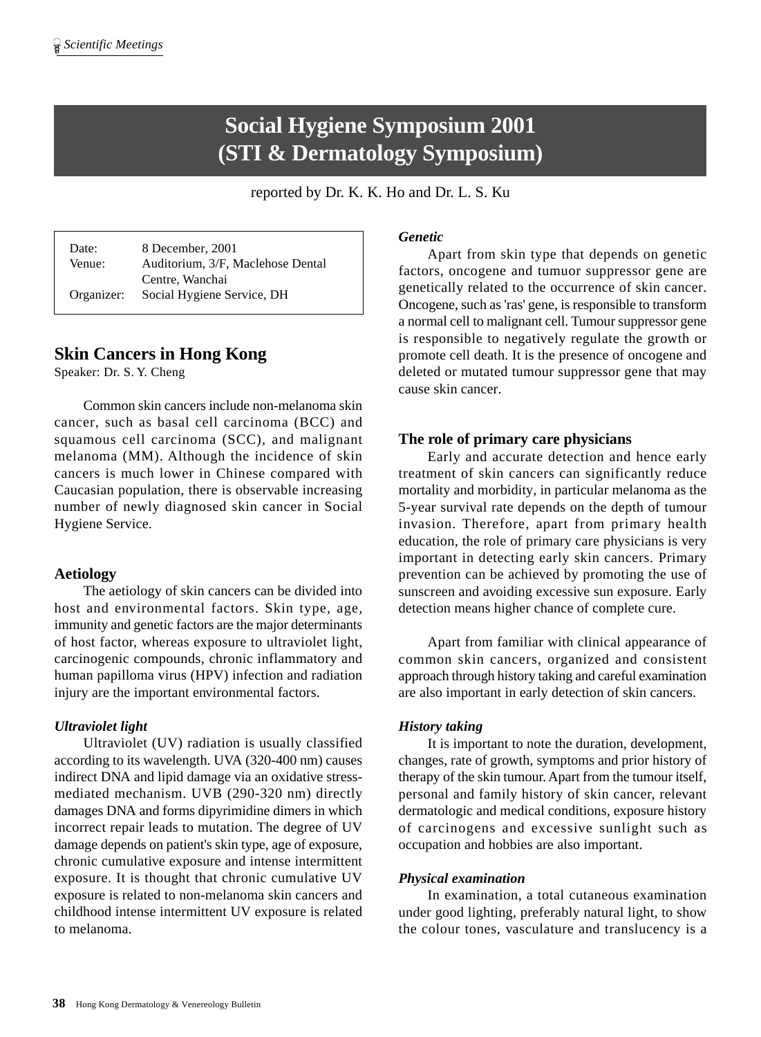# Social Hygiene Symposium 2001 (STI & Dermatology Symposium)

reported by Dr. K. K. Ho and Dr. L. S. Ku

| | |
|---|---|
| Date: | 8 December, 2001 |
| Venue: | Auditorium, 3/F, Maclehose Dental Centre, Wanchai |
| Organizer: | Social Hygiene Service, DH |

## Skin Cancers in Hong Kong

Speaker: Dr. S. Y. Cheng

Common skin cancers include non-melanoma skin cancer, such as basal cell carcinoma (BCC) and squamous cell carcinoma (SCC), and malignant melanoma (MM). Although the incidence of skin cancers is much lower in Chinese compared with Caucasian population, there is observable increasing number of newly diagnosed skin cancer in Social Hygiene Service.

### Aetiology

The aetiology of skin cancers can be divided into host and environmental factors. Skin type, age, immunity and genetic factors are the major determinants of host factor, whereas exposure to ultraviolet light, carcinogenic compounds, chronic inflammatory and human papilloma virus (HPV) infection and radiation injury are the important environmental factors.

***Ultraviolet light***

Ultraviolet (UV) radiation is usually classified according to its wavelength. UVA (320-400 nm) causes indirect DNA and lipid damage via an oxidative stress-mediated mechanism. UVB (290-320 nm) directly damages DNA and forms dipyrimidine dimers in which incorrect repair leads to mutation. The degree of UV damage depends on patient's skin type, age of exposure, chronic cumulative exposure and intense intermittent exposure. It is thought that chronic cumulative UV exposure is related to non-melanoma skin cancers and childhood intense intermittent UV exposure is related to melanoma.

***Genetic***

Apart from skin type that depends on genetic factors, oncogene and tumour suppressor gene are genetically related to the occurrence of skin cancer. Oncogene, such as 'ras' gene, is responsible to transform a normal cell to malignant cell. Tumour suppressor gene is responsible to negatively regulate the growth or promote cell death. It is the presence of oncogene and deleted or mutated tumour suppressor gene that may cause skin cancer.

### The role of primary care physicians

Early and accurate detection and hence early treatment of skin cancers can significantly reduce mortality and morbidity, in particular melanoma as the 5-year survival rate depends on the depth of tumour invasion. Therefore, apart from primary health education, the role of primary care physicians is very important in detecting early skin cancers. Primary prevention can be achieved by promoting the use of sunscreen and avoiding excessive sun exposure. Early detection means higher chance of complete cure.

Apart from familiar with clinical appearance of common skin cancers, organized and consistent approach through history taking and careful examination are also important in early detection of skin cancers.

***History taking***

It is important to note the duration, development, changes, rate of growth, symptoms and prior history of therapy of the skin tumour. Apart from the tumour itself, personal and family history of skin cancer, relevant dermatologic and medical conditions, exposure history of carcinogens and excessive sunlight such as occupation and hobbies are also important.

***Physical examination***

In examination, a total cutaneous examination under good lighting, preferably natural light, to show the colour tones, vasculature and translucency is a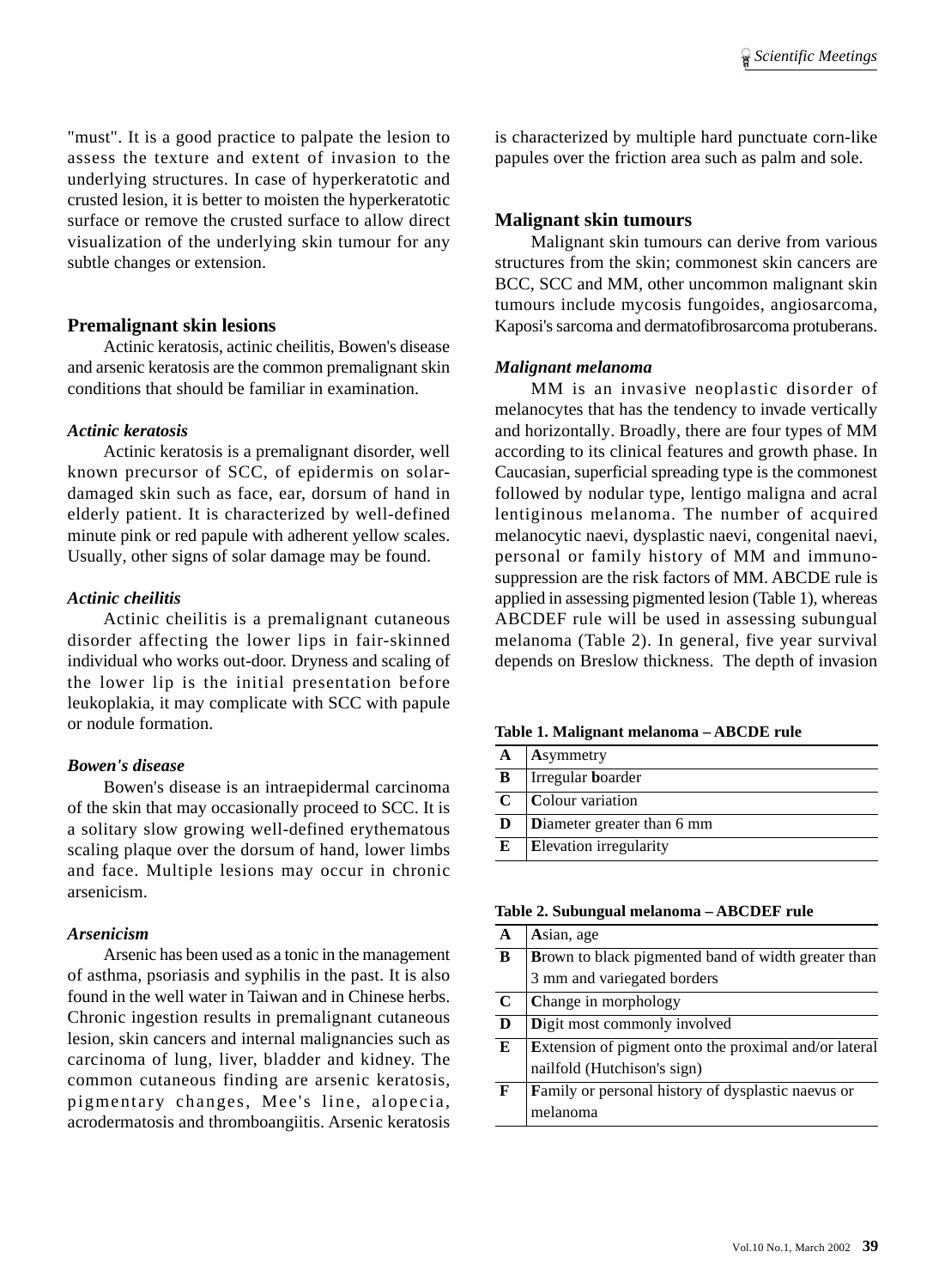"must". It is a good practice to palpate the lesion to assess the texture and extent of invasion to the underlying structures. In case of hyperkeratotic and crusted lesion, it is better to moisten the hyperkeratotic surface or remove the crusted surface to allow direct visualization of the underlying skin tumour for any subtle changes or extension.

## Premalignant skin lesions

Actinic keratosis, actinic cheilitis, Bowen's disease and arsenic keratosis are the common premalignant skin conditions that should be familiar in examination.

### *Actinic keratosis*

Actinic keratosis is a premalignant disorder, well known precursor of SCC, of epidermis on solar-damaged skin such as face, ear, dorsum of hand in elderly patient. It is characterized by well-defined minute pink or red papule with adherent yellow scales. Usually, other signs of solar damage may be found.

### *Actinic cheilitis*

Actinic cheilitis is a premalignant cutaneous disorder affecting the lower lips in fair-skinned individual who works out-door. Dryness and scaling of the lower lip is the initial presentation before leukoplakia, it may complicate with SCC with papule or nodule formation.

### *Bowen's disease*

Bowen's disease is an intraepidermal carcinoma of the skin that may occasionally proceed to SCC. It is a solitary slow growing well-defined erythematous scaling plaque over the dorsum of hand, lower limbs and face. Multiple lesions may occur in chronic arsenicism.

### *Arsenicism*

Arsenic has been used as a tonic in the management of asthma, psoriasis and syphilis in the past. It is also found in the well water in Taiwan and in Chinese herbs. Chronic ingestion results in premalignant cutaneous lesion, skin cancers and internal malignancies such as carcinoma of lung, liver, bladder and kidney. The common cutaneous finding are arsenic keratosis, pigmentary changes, Mee's line, alopecia, acrodermatosis and thromboangiitis. Arsenic keratosis is characterized by multiple hard punctuate corn-like papules over the friction area such as palm and sole.

## Malignant skin tumours

Malignant skin tumours can derive from various structures from the skin; commonest skin cancers are BCC, SCC and MM, other uncommon malignant skin tumours include mycosis fungoides, angiosarcoma, Kaposi's sarcoma and dermatofibrosarcoma protuberans.

### *Malignant melanoma*

MM is an invasive neoplastic disorder of melanocytes that has the tendency to invade vertically and horizontally. Broadly, there are four types of MM according to its clinical features and growth phase. In Caucasian, superficial spreading type is the commonest followed by nodular type, lentigo maligna and acral lentiginous melanoma. The number of acquired melanocytic naevi, dysplastic naevi, congenital naevi, personal or family history of MM and immuno-suppression are the risk factors of MM. ABCDE rule is applied in assessing pigmented lesion (Table 1), whereas ABCDEF rule will be used in assessing subungual melanoma (Table 2). In general, five year survival depends on Breslow thickness. The depth of invasion

**Table 1. Malignant melanoma – ABCDE rule**

| | |
|---|---|
| **A** | **A**symmetry |
| **B** | Irregular **b**oarder |
| **C** | **C**olour variation |
| **D** | **D**iameter greater than 6 mm |
| **E** | **E**levation irregularity |

**Table 2. Subungual melanoma – ABCDEF rule**

| | |
|---|---|
| **A** | **A**sian, age |
| **B** | **B**rown to black pigmented band of width greater than 3 mm and variegated borders |
| **C** | **C**hange in morphology |
| **D** | **D**igit most commonly involved |
| **E** | **E**xtension of pigment onto the proximal and/or lateral nailfold (Hutchison's sign) |
| **F** | **F**amily or personal history of dysplastic naevus or melanoma |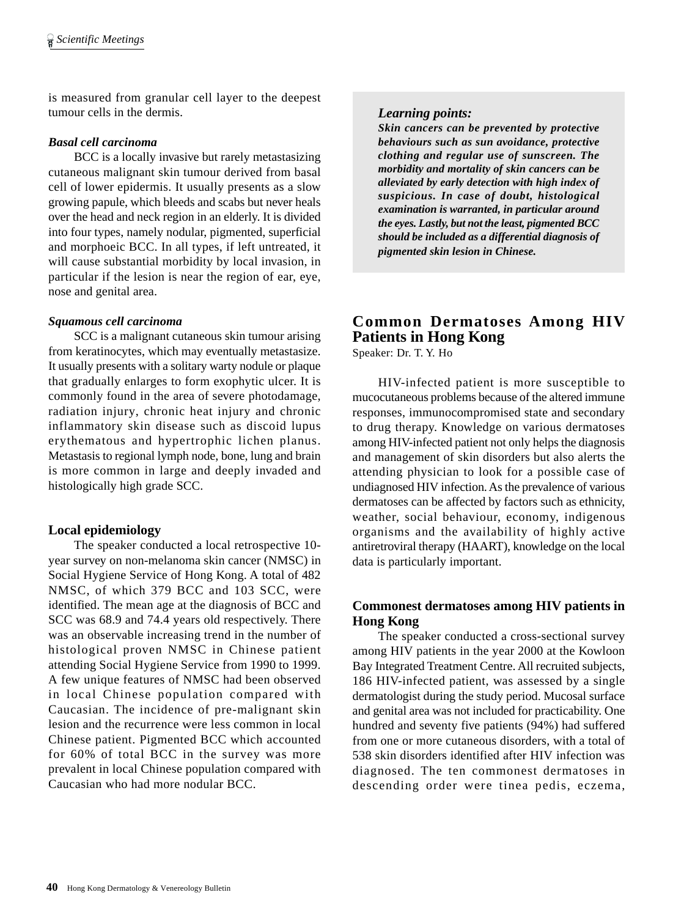is measured from granular cell layer to the deepest tumour cells in the dermis.

***Basal cell carcinoma***

BCC is a locally invasive but rarely metastasizing cutaneous malignant skin tumour derived from basal cell of lower epidermis. It usually presents as a slow growing papule, which bleeds and scabs but never heals over the head and neck region in an elderly. It is divided into four types, namely nodular, pigmented, superficial and morphoeic BCC. In all types, if left untreated, it will cause substantial morbidity by local invasion, in particular if the lesion is near the region of ear, eye, nose and genital area.

***Squamous cell carcinoma***

SCC is a malignant cutaneous skin tumour arising from keratinocytes, which may eventually metastasize. It usually presents with a solitary warty nodule or plaque that gradually enlarges to form exophytic ulcer. It is commonly found in the area of severe photodamage, radiation injury, chronic heat injury and chronic inflammatory skin disease such as discoid lupus erythematous and hypertrophic lichen planus. Metastasis to regional lymph node, bone, lung and brain is more common in large and deeply invaded and histologically high grade SCC.

### Local epidemiology

The speaker conducted a local retrospective 10-year survey on non-melanoma skin cancer (NMSC) in Social Hygiene Service of Hong Kong. A total of 482 NMSC, of which 379 BCC and 103 SCC, were identified. The mean age at the diagnosis of BCC and SCC was 68.9 and 74.4 years old respectively. There was an observable increasing trend in the number of histological proven NMSC in Chinese patient attending Social Hygiene Service from 1990 to 1999. A few unique features of NMSC had been observed in local Chinese population compared with Caucasian. The incidence of pre-malignant skin lesion and the recurrence were less common in local Chinese patient. Pigmented BCC which accounted for 60% of total BCC in the survey was more prevalent in local Chinese population compared with Caucasian who had more nodular BCC.

> ***Learning points:***
> ***Skin cancers can be prevented by protective behaviours such as sun avoidance, protective clothing and regular use of sunscreen. The morbidity and mortality of skin cancers can be alleviated by early detection with high index of suspicious. In case of doubt, histological examination is warranted, in particular around the eyes. Lastly, but not the least, pigmented BCC should be included as a differential diagnosis of pigmented skin lesion in Chinese.***

## Common Dermatoses Among HIV Patients in Hong Kong

Speaker: Dr. T. Y. Ho

HIV-infected patient is more susceptible to mucocutaneous problems because of the altered immune responses, immunocompromised state and secondary to drug therapy. Knowledge on various dermatoses among HIV-infected patient not only helps the diagnosis and management of skin disorders but also alerts the attending physician to look for a possible case of undiagnosed HIV infection. As the prevalence of various dermatoses can be affected by factors such as ethnicity, weather, social behaviour, economy, indigenous organisms and the availability of highly active antiretroviral therapy (HAART), knowledge on the local data is particularly important.

### Commonest dermatoses among HIV patients in Hong Kong

The speaker conducted a cross-sectional survey among HIV patients in the year 2000 at the Kowloon Bay Integrated Treatment Centre. All recruited subjects, 186 HIV-infected patient, was assessed by a single dermatologist during the study period. Mucosal surface and genital area was not included for practicability. One hundred and seventy five patients (94%) had suffered from one or more cutaneous disorders, with a total of 538 skin disorders identified after HIV infection was diagnosed. The ten commonest dermatoses in descending order were tinea pedis, eczema,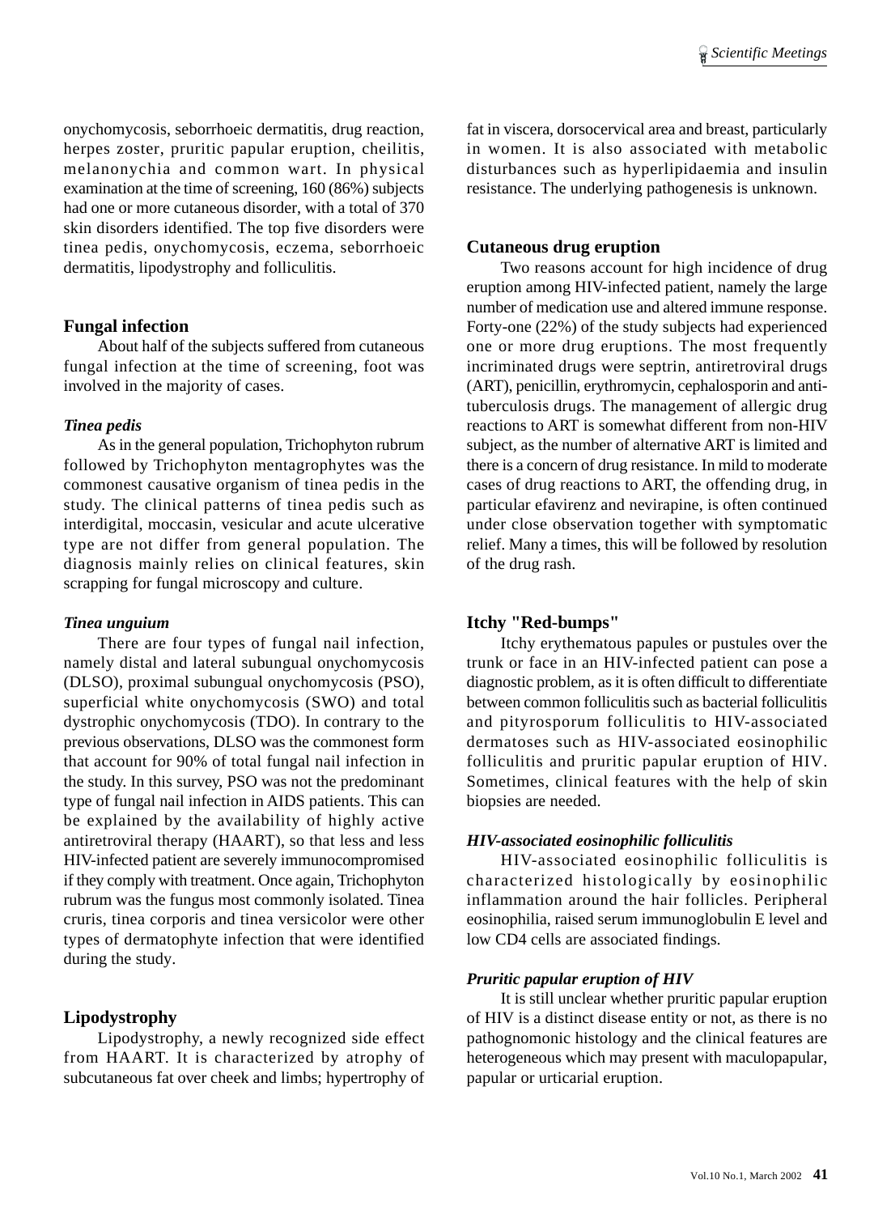onychomycosis, seborrhoeic dermatitis, drug reaction, herpes zoster, pruritic papular eruption, cheilitis, melanonychia and common wart. In physical examination at the time of screening, 160 (86%) subjects had one or more cutaneous disorder, with a total of 370 skin disorders identified. The top five disorders were tinea pedis, onychomycosis, eczema, seborrhoeic dermatitis, lipodystrophy and folliculitis.

## Fungal infection

About half of the subjects suffered from cutaneous fungal infection at the time of screening, foot was involved in the majority of cases.

### *Tinea pedis*

As in the general population, Trichophyton rubrum followed by Trichophyton mentagrophytes was the commonest causative organism of tinea pedis in the study. The clinical patterns of tinea pedis such as interdigital, moccasin, vesicular and acute ulcerative type are not differ from general population. The diagnosis mainly relies on clinical features, skin scrapping for fungal microscopy and culture.

### *Tinea unguium*

There are four types of fungal nail infection, namely distal and lateral subungual onychomycosis (DLSO), proximal subungual onychomycosis (PSO), superficial white onychomycosis (SWO) and total dystrophic onychomycosis (TDO). In contrary to the previous observations, DLSO was the commonest form that account for 90% of total fungal nail infection in the study. In this survey, PSO was not the predominant type of fungal nail infection in AIDS patients. This can be explained by the availability of highly active antiretroviral therapy (HAART), so that less and less HIV-infected patient are severely immunocompromised if they comply with treatment. Once again, Trichophyton rubrum was the fungus most commonly isolated. Tinea cruris, tinea corporis and tinea versicolor were other types of dermatophyte infection that were identified during the study.

## Lipodystrophy

Lipodystrophy, a newly recognized side effect from HAART. It is characterized by atrophy of subcutaneous fat over cheek and limbs; hypertrophy of fat in viscera, dorsocervical area and breast, particularly in women. It is also associated with metabolic disturbances such as hyperlipidaemia and insulin resistance. The underlying pathogenesis is unknown.

## Cutaneous drug eruption

Two reasons account for high incidence of drug eruption among HIV-infected patient, namely the large number of medication use and altered immune response. Forty-one (22%) of the study subjects had experienced one or more drug eruptions. The most frequently incriminated drugs were septrin, antiretroviral drugs (ART), penicillin, erythromycin, cephalosporin and anti-tuberculosis drugs. The management of allergic drug reactions to ART is somewhat different from non-HIV subject, as the number of alternative ART is limited and there is a concern of drug resistance. In mild to moderate cases of drug reactions to ART, the offending drug, in particular efavirenz and nevirapine, is often continued under close observation together with symptomatic relief. Many a times, this will be followed by resolution of the drug rash.

## Itchy "Red-bumps"

Itchy erythematous papules or pustules over the trunk or face in an HIV-infected patient can pose a diagnostic problem, as it is often difficult to differentiate between common folliculitis such as bacterial folliculitis and pityrosporum folliculitis to HIV-associated dermatoses such as HIV-associated eosinophilic folliculitis and pruritic papular eruption of HIV. Sometimes, clinical features with the help of skin biopsies are needed.

### *HIV-associated eosinophilic folliculitis*

HIV-associated eosinophilic folliculitis is characterized histologically by eosinophilic inflammation around the hair follicles. Peripheral eosinophilia, raised serum immunoglobulin E level and low CD4 cells are associated findings.

### *Pruritic papular eruption of HIV*

It is still unclear whether pruritic papular eruption of HIV is a distinct disease entity or not, as there is no pathognomonic histology and the clinical features are heterogeneous which may present with maculopapular, papular or urticarial eruption.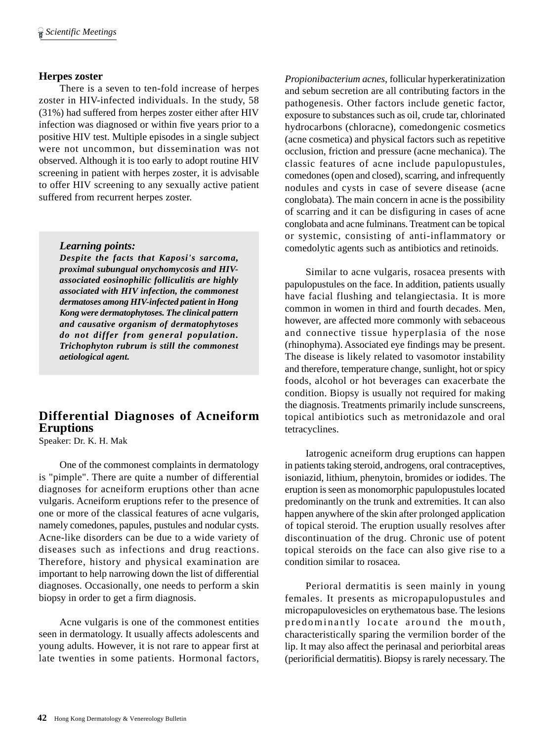### Herpes zoster

There is a seven to ten-fold increase of herpes zoster in HIV-infected individuals. In the study, 58 (31%) had suffered from herpes zoster either after HIV infection was diagnosed or within five years prior to a positive HIV test. Multiple episodes in a single subject were not uncommon, but dissemination was not observed. Although it is too early to adopt routine HIV screening in patient with herpes zoster, it is advisable to offer HIV screening to any sexually active patient suffered from recurrent herpes zoster.

> ***Learning points:***
> ***Despite the facts that Kaposi's sarcoma, proximal subungual onychomycosis and HIV-associated eosinophilic folliculitis are highly associated with HIV infection, the commonest dermatoses among HIV-infected patient in Hong Kong were dermatophytoses. The clinical pattern and causative organism of dermatophytoses do not differ from general population. Trichophyton rubrum is still the commonest aetiological agent.***

## Differential Diagnoses of Acneiform Eruptions

Speaker: Dr. K. H. Mak

One of the commonest complaints in dermatology is "pimple". There are quite a number of differential diagnoses for acneiform eruptions other than acne vulgaris. Acneiform eruptions refer to the presence of one or more of the classical features of acne vulgaris, namely comedones, papules, pustules and nodular cysts. Acne-like disorders can be due to a wide variety of diseases such as infections and drug reactions. Therefore, history and physical examination are important to help narrowing down the list of differential diagnoses. Occasionally, one needs to perform a skin biopsy in order to get a firm diagnosis.

Acne vulgaris is one of the commonest entities seen in dermatology. It usually affects adolescents and young adults. However, it is not rare to appear first at late twenties in some patients. Hormonal factors, *Propionibacterium acnes*, follicular hyperkeratinization and sebum secretion are all contributing factors in the pathogenesis. Other factors include genetic factor, exposure to substances such as oil, crude tar, chlorinated hydrocarbons (chloracne), comedongenic cosmetics (acne cosmetica) and physical factors such as repetitive occlusion, friction and pressure (acne mechanica). The classic features of acne include papulopustules, comedones (open and closed), scarring, and infrequently nodules and cysts in case of severe disease (acne conglobata). The main concern in acne is the possibility of scarring and it can be disfiguring in cases of acne conglobata and acne fulminans. Treatment can be topical or systemic, consisting of anti-inflammatory or comedolytic agents such as antibiotics and retinoids.

Similar to acne vulgaris, rosacea presents with papulopustules on the face. In addition, patients usually have facial flushing and telangiectasia. It is more common in women in third and fourth decades. Men, however, are affected more commonly with sebaceous and connective tissue hyperplasia of the nose (rhinophyma). Associated eye findings may be present. The disease is likely related to vasomotor instability and therefore, temperature change, sunlight, hot or spicy foods, alcohol or hot beverages can exacerbate the condition. Biopsy is usually not required for making the diagnosis. Treatments primarily include sunscreens, topical antibiotics such as metronidazole and oral tetracyclines.

Iatrogenic acneiform drug eruptions can happen in patients taking steroid, androgens, oral contraceptives, isoniazid, lithium, phenytoin, bromides or iodides. The eruption is seen as monomorphic papulopustules located predominantly on the trunk and extremities. It can also happen anywhere of the skin after prolonged application of topical steroid. The eruption usually resolves after discontinuation of the drug. Chronic use of potent topical steroids on the face can also give rise to a condition similar to rosacea.

Perioral dermatitis is seen mainly in young females. It presents as micropapulopustules and micropapulovesicles on erythematous base. The lesions predominantly locate around the mouth, characteristically sparing the vermilion border of the lip. It may also affect the perinasal and periorbital areas (periorificial dermatitis). Biopsy is rarely necessary. The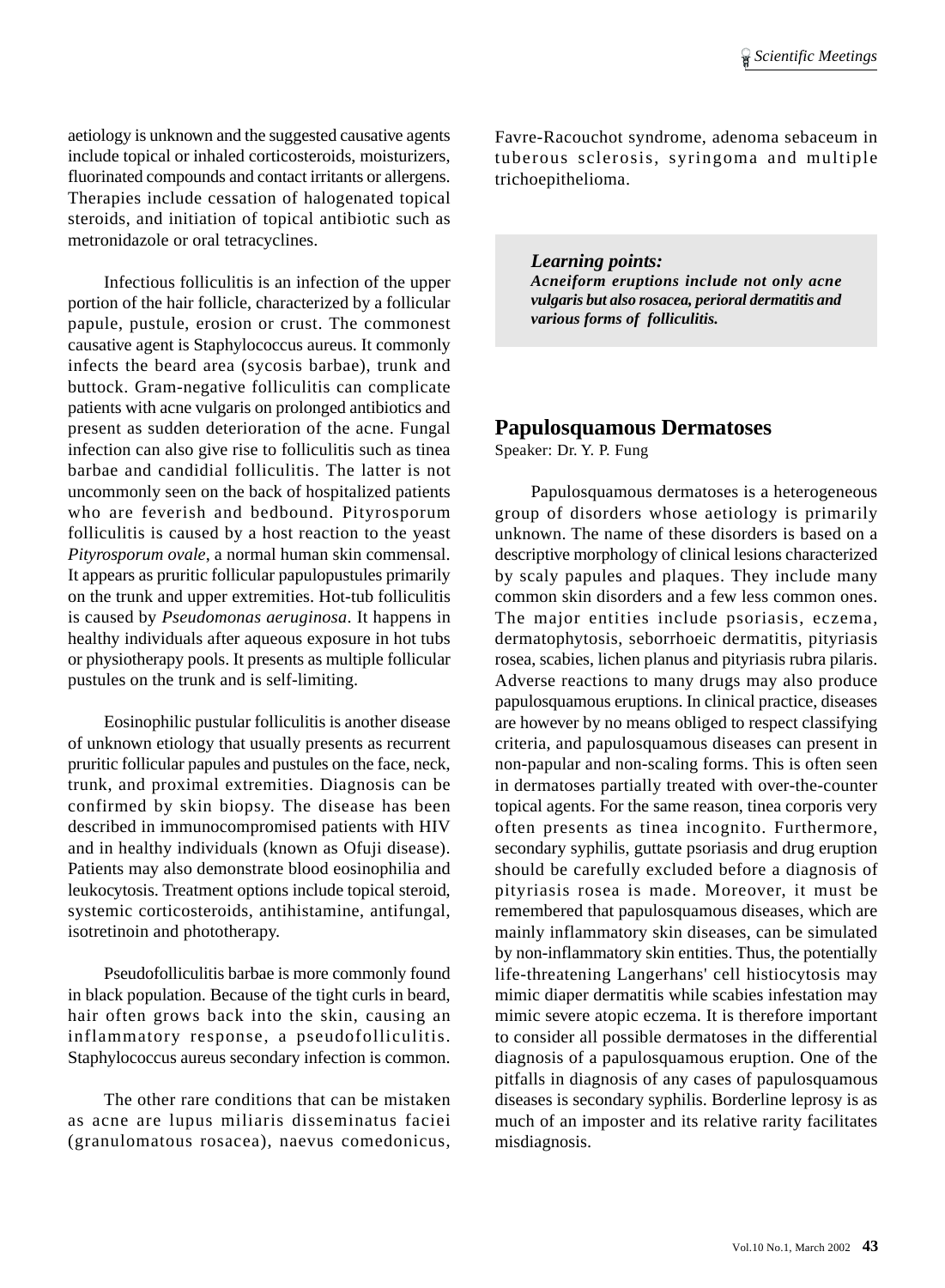aetiology is unknown and the suggested causative agents include topical or inhaled corticosteroids, moisturizers, fluorinated compounds and contact irritants or allergens. Therapies include cessation of halogenated topical steroids, and initiation of topical antibiotic such as metronidazole or oral tetracyclines.

Infectious folliculitis is an infection of the upper portion of the hair follicle, characterized by a follicular papule, pustule, erosion or crust. The commonest causative agent is Staphylococcus aureus. It commonly infects the beard area (sycosis barbae), trunk and buttock. Gram-negative folliculitis can complicate patients with acne vulgaris on prolonged antibiotics and present as sudden deterioration of the acne. Fungal infection can also give rise to folliculitis such as tinea barbae and candidial folliculitis. The latter is not uncommonly seen on the back of hospitalized patients who are feverish and bedbound. Pityrosporum folliculitis is caused by a host reaction to the yeast *Pityrosporum ovale*, a normal human skin commensal. It appears as pruritic follicular papulopustules primarily on the trunk and upper extremities. Hot-tub folliculitis is caused by *Pseudomonas aeruginosa*. It happens in healthy individuals after aqueous exposure in hot tubs or physiotherapy pools. It presents as multiple follicular pustules on the trunk and is self-limiting.

Eosinophilic pustular folliculitis is another disease of unknown etiology that usually presents as recurrent pruritic follicular papules and pustules on the face, neck, trunk, and proximal extremities. Diagnosis can be confirmed by skin biopsy. The disease has been described in immunocompromised patients with HIV and in healthy individuals (known as Ofuji disease). Patients may also demonstrate blood eosinophilia and leukocytosis. Treatment options include topical steroid, systemic corticosteroids, antihistamine, antifungal, isotretinoin and phototherapy.

Pseudofolliculitis barbae is more commonly found in black population. Because of the tight curls in beard, hair often grows back into the skin, causing an inflammatory response, a pseudofolliculitis. Staphylococcus aureus secondary infection is common.

The other rare conditions that can be mistaken as acne are lupus miliaris disseminatus faciei (granulomatous rosacea), naevus comedonicus, Favre-Racouchot syndrome, adenoma sebaceum in tuberous sclerosis, syringoma and multiple trichoepithelioma.

> ***Learning points:***
> ***Acneiform eruptions include not only acne vulgaris but also rosacea, perioral dermatitis and various forms of folliculitis.***

## Papulosquamous Dermatoses

Speaker: Dr. Y. P. Fung

Papulosquamous dermatoses is a heterogeneous group of disorders whose aetiology is primarily unknown. The name of these disorders is based on a descriptive morphology of clinical lesions characterized by scaly papules and plaques. They include many common skin disorders and a few less common ones. The major entities include psoriasis, eczema, dermatophytosis, seborrhoeic dermatitis, pityriasis rosea, scabies, lichen planus and pityriasis rubra pilaris. Adverse reactions to many drugs may also produce papulosquamous eruptions. In clinical practice, diseases are however by no means obliged to respect classifying criteria, and papulosquamous diseases can present in non-papular and non-scaling forms. This is often seen in dermatoses partially treated with over-the-counter topical agents. For the same reason, tinea corporis very often presents as tinea incognito. Furthermore, secondary syphilis, guttate psoriasis and drug eruption should be carefully excluded before a diagnosis of pityriasis rosea is made. Moreover, it must be remembered that papulosquamous diseases, which are mainly inflammatory skin diseases, can be simulated by non-inflammatory skin entities. Thus, the potentially life-threatening Langerhans' cell histiocytosis may mimic diaper dermatitis while scabies infestation may mimic severe atopic eczema. It is therefore important to consider all possible dermatoses in the differential diagnosis of a papulosquamous eruption. One of the pitfalls in diagnosis of any cases of papulosquamous diseases is secondary syphilis. Borderline leprosy is as much of an imposter and its relative rarity facilitates misdiagnosis.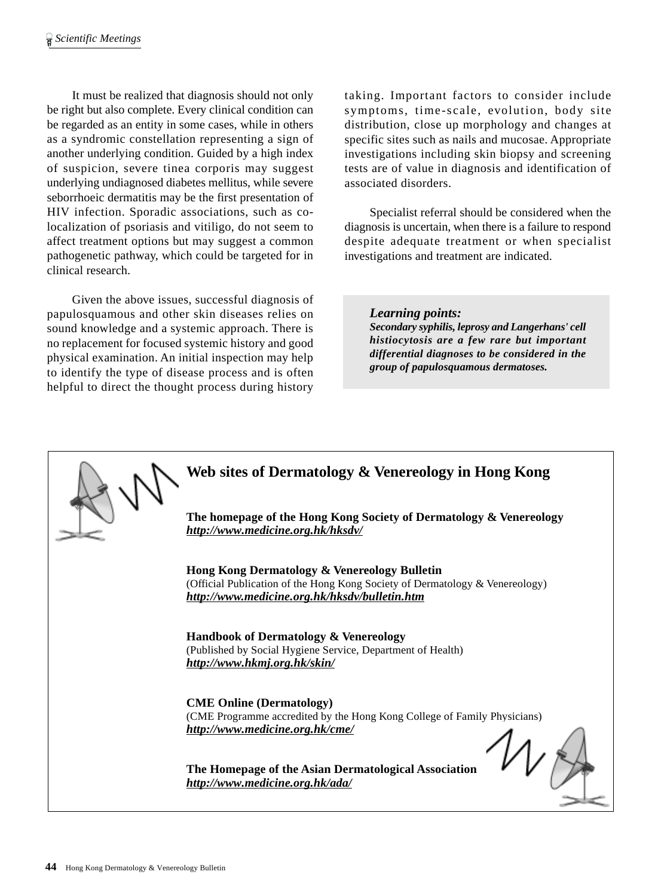It must be realized that diagnosis should not only be right but also complete. Every clinical condition can be regarded as an entity in some cases, while in others as a syndromic constellation representing a sign of another underlying condition. Guided by a high index of suspicion, severe tinea corporis may suggest underlying undiagnosed diabetes mellitus, while severe seborrhoeic dermatitis may be the first presentation of HIV infection. Sporadic associations, such as co-localization of psoriasis and vitiligo, do not seem to affect treatment options but may suggest a common pathogenetic pathway, which could be targeted for in clinical research.

Given the above issues, successful diagnosis of papulosquamous and other skin diseases relies on sound knowledge and a systemic approach. There is no replacement for focused systemic history and good physical examination. An initial inspection may help to identify the type of disease process and is often helpful to direct the thought process during history taking. Important factors to consider include symptoms, time-scale, evolution, body site distribution, close up morphology and changes at specific sites such as nails and mucosae. Appropriate investigations including skin biopsy and screening tests are of value in diagnosis and identification of associated disorders.

Specialist referral should be considered when the diagnosis is uncertain, when there is a failure to respond despite adequate treatment or when specialist investigations and treatment are indicated.

> ***Learning points:***
> ***Secondary syphilis, leprosy and Langerhans' cell histiocytosis are a few rare but important differential diagnoses to be considered in the group of papulosquamous dermatoses.***

## Web sites of Dermatology & Venereology in Hong Kong

**The homepage of the Hong Kong Society of Dermatology & Venereology**
***http://www.medicine.org.hk/hksdv/***

**Hong Kong Dermatology & Venereology Bulletin**
(Official Publication of the Hong Kong Society of Dermatology & Venereology)
***http://www.medicine.org.hk/hksdv/bulletin.htm***

**Handbook of Dermatology & Venereology**
(Published by Social Hygiene Service, Department of Health)
***http://www.hkmj.org.hk/skin/***

**CME Online (Dermatology)**
(CME Programme accredited by the Hong Kong College of Family Physicians)
***http://www.medicine.org.hk/cme/***

**The Homepage of the Asian Dermatological Association**
***http://www.medicine.org.hk/ada/***